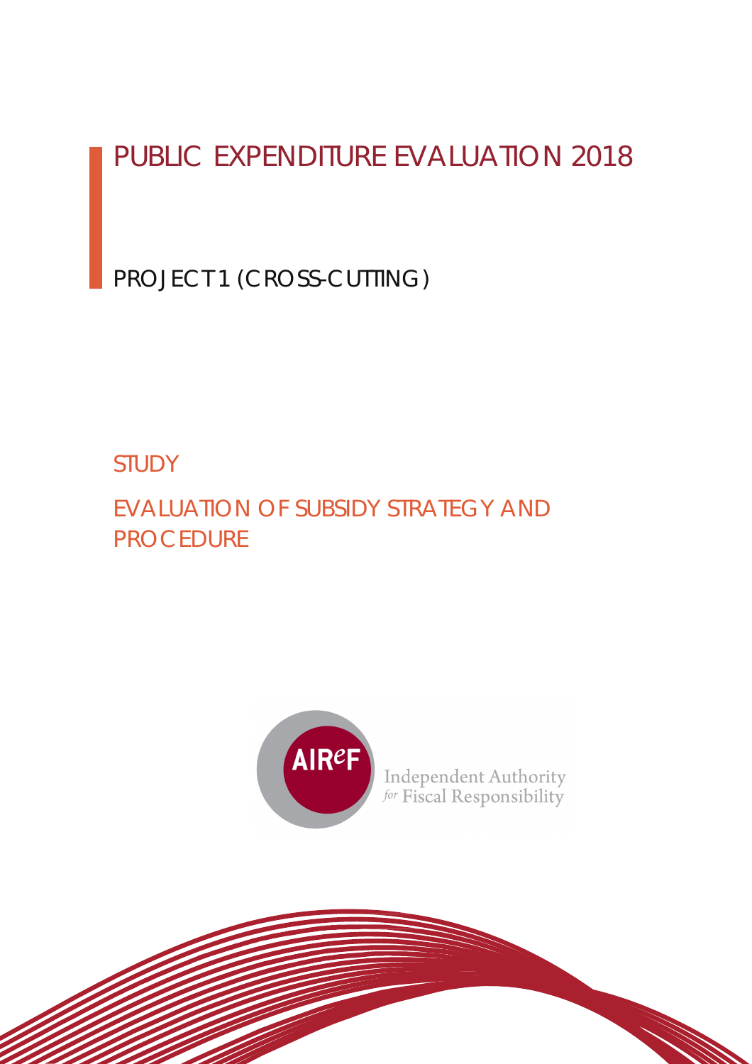# PUBLIC EXPENDITURE EVALUATION 2018

## PROJECT 1 (CROSS-CUTTING)

STUDY

## EVALUATION OF SUBSIDY STRATEGY AND PROCEDURE

AIReF

Independent Authority for Fiscal Responsibility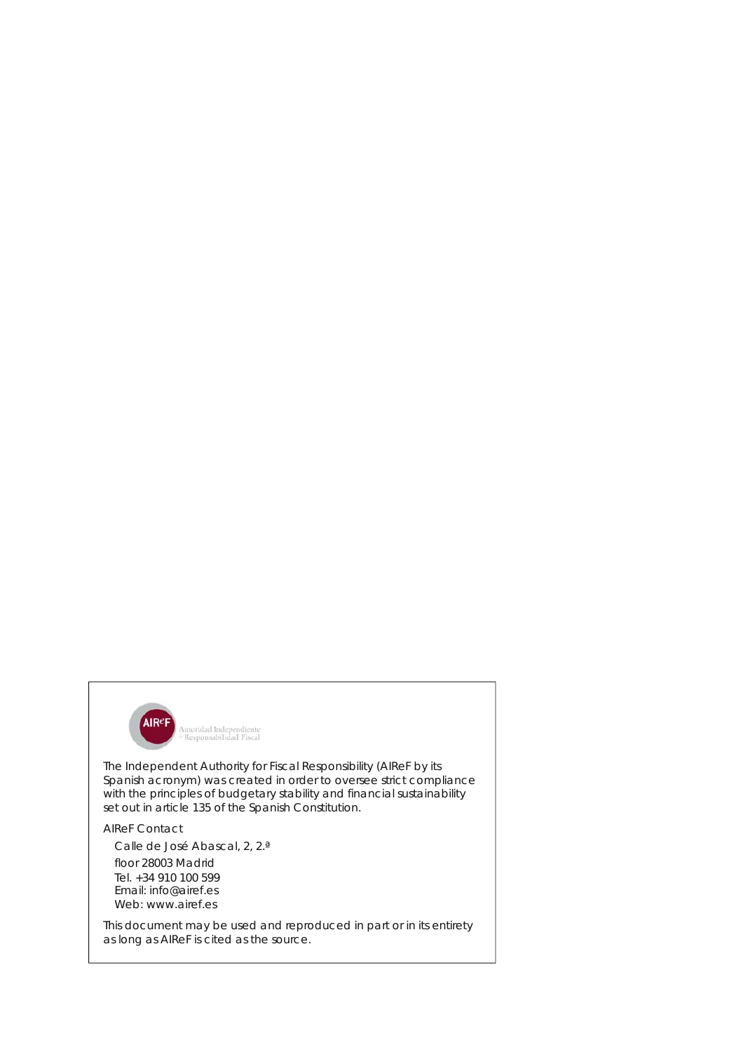The Independent Authority for Fiscal Responsibility (AIReF by its Spanish acronym) was created in order to oversee strict compliance with the principles of budgetary stability and financial sustainability set out in article 135 of the Spanish Constitution.

AIReF Contact

Calle de José Abascal, 2, 2.ª
floor 28003 Madrid
Tel. +34 910 100 599
Email: info@airef.es
Web: www.airef.es

This document may be used and reproduced in part or in its entirety as long as AIReF is cited as the source.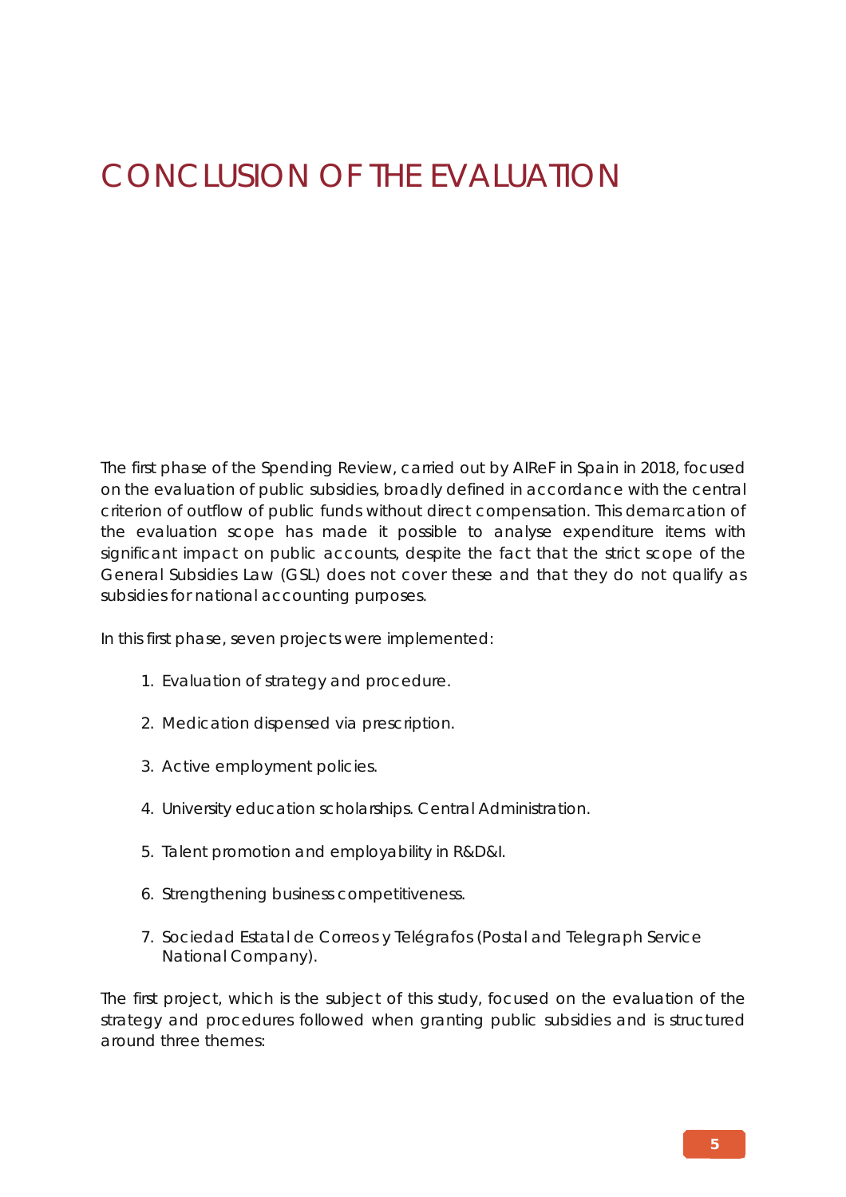# CONCLUSION OF THE EVALUATION

The first phase of the Spending Review, carried out by AIReF in Spain in 2018, focused on the evaluation of public subsidies, broadly defined in accordance with the central criterion of outflow of public funds without direct compensation. This demarcation of the evaluation scope has made it possible to analyse expenditure items with significant impact on public accounts, despite the fact that the strict scope of the General Subsidies Law (GSL) does not cover these and that they do not qualify as subsidies for national accounting purposes.

In this first phase, seven projects were implemented:

1. Evaluation of strategy and procedure.
2. Medication dispensed via prescription.
3. Active employment policies.
4. University education scholarships. Central Administration.
5. Talent promotion and employability in R&D&I.
6. Strengthening business competitiveness.
7. Sociedad Estatal de Correos y Telégrafos (Postal and Telegraph Service National Company).

The first project, which is the subject of this study, focused on the evaluation of the strategy and procedures followed when granting public subsidies and is structured around three themes: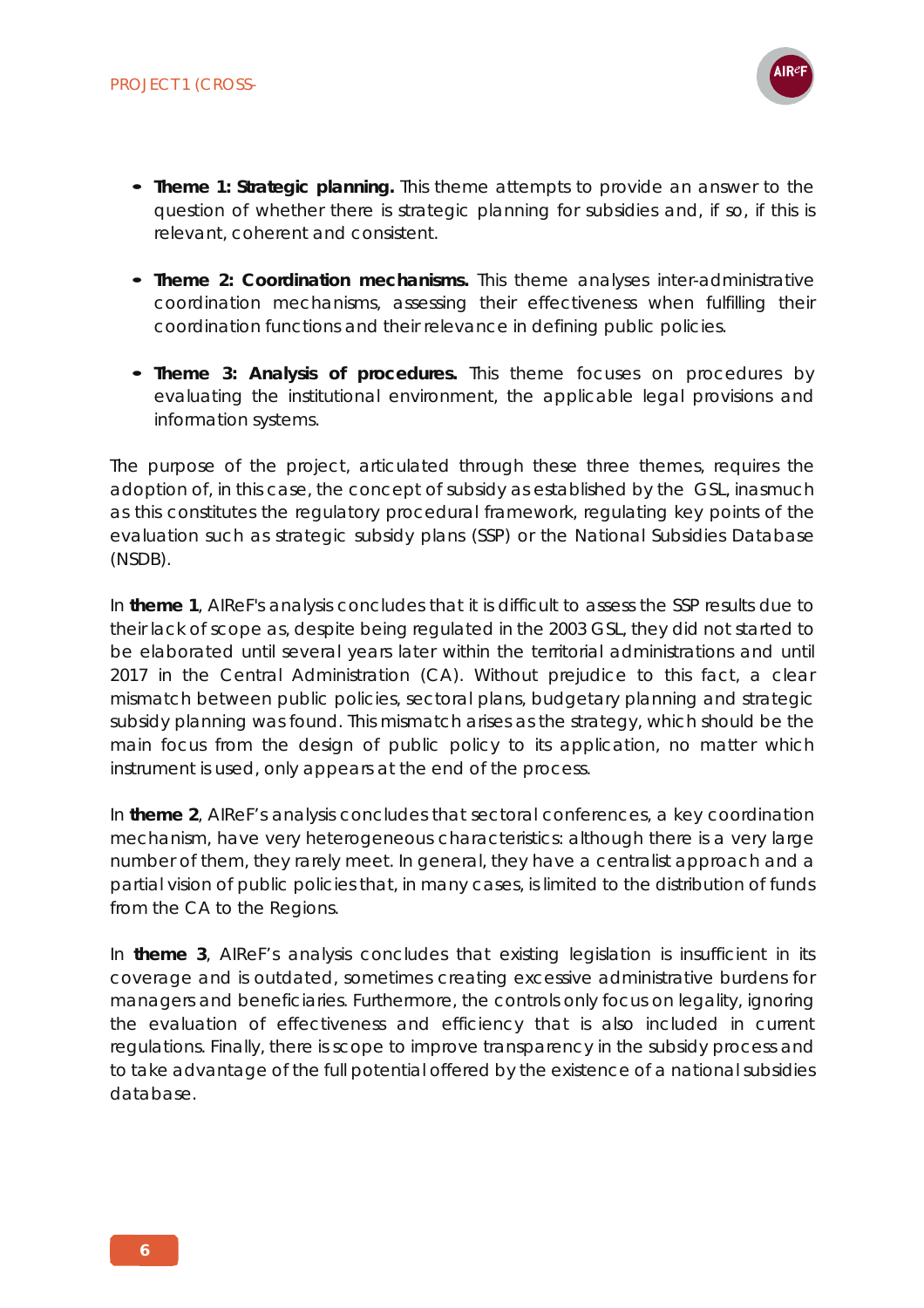- **Theme 1: Strategic planning.** This theme attempts to provide an answer to the question of whether there is strategic planning for subsidies and, if so, if this is relevant, coherent and consistent.

- **Theme 2: Coordination mechanisms.** This theme analyses inter-administrative coordination mechanisms, assessing their effectiveness when fulfilling their coordination functions and their relevance in defining public policies.

- **Theme 3: Analysis of procedures.** This theme focuses on procedures by evaluating the institutional environment, the applicable legal provisions and information systems.

The purpose of the project, articulated through these three themes, requires the adoption of, in this case, the concept of subsidy as established by the GSL, inasmuch as this constitutes the regulatory procedural framework, regulating key points of the evaluation such as strategic subsidy plans (SSP) or the National Subsidies Database (NSDB).

In **theme 1**, AIReF's analysis concludes that it is difficult to assess the SSP results due to their lack of scope as, despite being regulated in the 2003 GSL, they did not started to be elaborated until several years later within the territorial administrations and until 2017 in the Central Administration (CA). Without prejudice to this fact, a clear mismatch between public policies, sectoral plans, budgetary planning and strategic subsidy planning was found. This mismatch arises as the strategy, which should be the main focus from the design of public policy to its application, no matter which instrument is used, only appears at the end of the process.

In **theme 2**, AIReF's analysis concludes that sectoral conferences, a key coordination mechanism, have very heterogeneous characteristics: although there is a very large number of them, they rarely meet. In general, they have a centralist approach and a partial vision of public policies that, in many cases, is limited to the distribution of funds from the CA to the Regions.

In **theme 3**, AIReF's analysis concludes that existing legislation is insufficient in its coverage and is outdated, sometimes creating excessive administrative burdens for managers and beneficiaries. Furthermore, the controls only focus on legality, ignoring the evaluation of effectiveness and efficiency that is also included in current regulations. Finally, there is scope to improve transparency in the subsidy process and to take advantage of the full potential offered by the existence of a national subsidies database.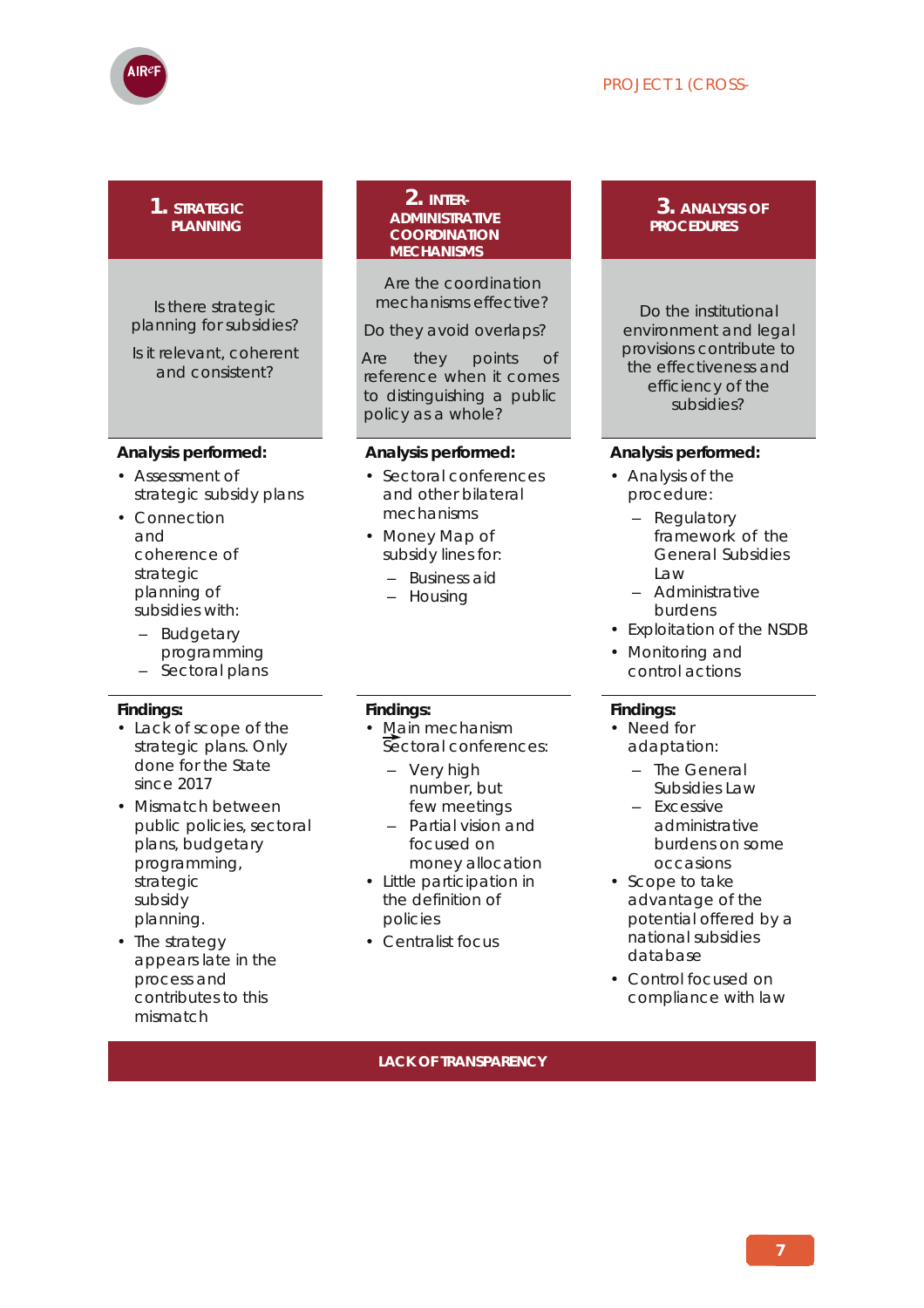## 1. STRATEGIC PLANNING

Is there strategic planning for subsidies?

Is it relevant, coherent and consistent?

**Analysis performed:**

- Assessment of strategic subsidy plans
- Connection and coherence of strategic planning of subsidies with:
  - Budgetary programming
  - Sectoral plans

**Findings:**

- Lack of scope of the strategic plans. Only done for the State since 2017
- Mismatch between public policies, sectoral plans, budgetary programming, strategic subsidy planning.
- The strategy appears late in the process and contributes to this mismatch

## 2. INTER-ADMINISTRATIVE COORDINATION MECHANISMS

Are the coordination mechanisms effective?

Do they avoid overlaps?

Are they points of reference when it comes to distinguishing a public policy as a whole?

**Analysis performed:**

- Sectoral conferences and other bilateral mechanisms
- Money Map of subsidy lines for:
  - Business aid
  - Housing

**Findings:**

- Main mechanism Sectoral conferences:
  - Very high number, but few meetings
  - Partial vision and focused on money allocation
- Little participation in the definition of policies
- Centralist focus

## 3. ANALYSIS OF PROCEDURES

Do the institutional environment and legal provisions contribute to the effectiveness and efficiency of the subsidies?

**Analysis performed:**

- Analysis of the procedure:
  - Regulatory framework of the General Subsidies Law
  - Administrative burdens
- Exploitation of the NSDB
- Monitoring and control actions

**Findings:**

- Need for adaptation:
  - The General Subsidies Law
  - Excessive administrative burdens on some occasions
- Scope to take advantage of the potential offered by a national subsidies database
- Control focused on compliance with law

**LACK OF TRANSPARENCY**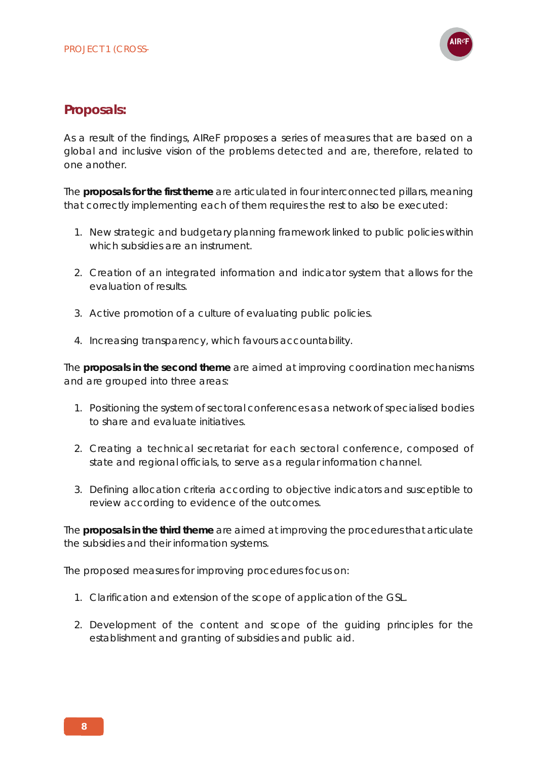## Proposals:

As a result of the findings, AIReF proposes a series of measures that are based on a global and inclusive vision of the problems detected and are, therefore, related to one another.

The **proposals for the first theme** are articulated in four interconnected pillars, meaning that correctly implementing each of them requires the rest to also be executed:

1. New strategic and budgetary planning framework linked to public policies within which subsidies are an instrument.

2. Creation of an integrated information and indicator system that allows for the evaluation of results.

3. Active promotion of a culture of evaluating public policies.

4. Increasing transparency, which favours accountability.

The **proposals in the second theme** are aimed at improving coordination mechanisms and are grouped into three areas:

1. Positioning the system of sectoral conferences as a network of specialised bodies to share and evaluate initiatives.

2. Creating a technical secretariat for each sectoral conference, composed of state and regional officials, to serve as a regular information channel.

3. Defining allocation criteria according to objective indicators and susceptible to review according to evidence of the outcomes.

The **proposals in the third theme** are aimed at improving the procedures that articulate the subsidies and their information systems.

The proposed measures for improving procedures focus on:

1. Clarification and extension of the scope of application of the GSL.

2. Development of the content and scope of the guiding principles for the establishment and granting of subsidies and public aid.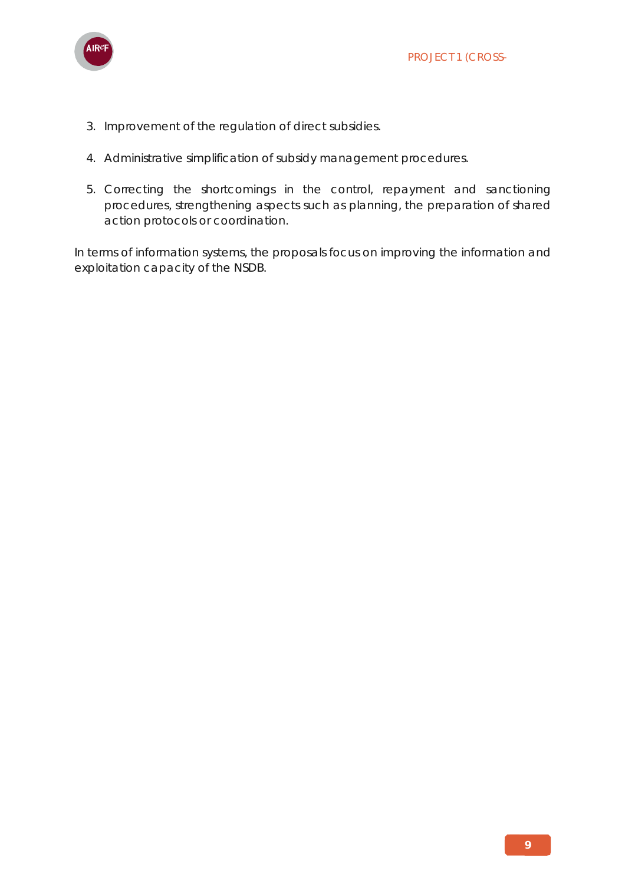3. Improvement of the regulation of direct subsidies.

4. Administrative simplification of subsidy management procedures.

5. Correcting the shortcomings in the control, repayment and sanctioning procedures, strengthening aspects such as planning, the preparation of shared action protocols or coordination.

In terms of information systems, the proposals focus on improving the information and exploitation capacity of the NSDB.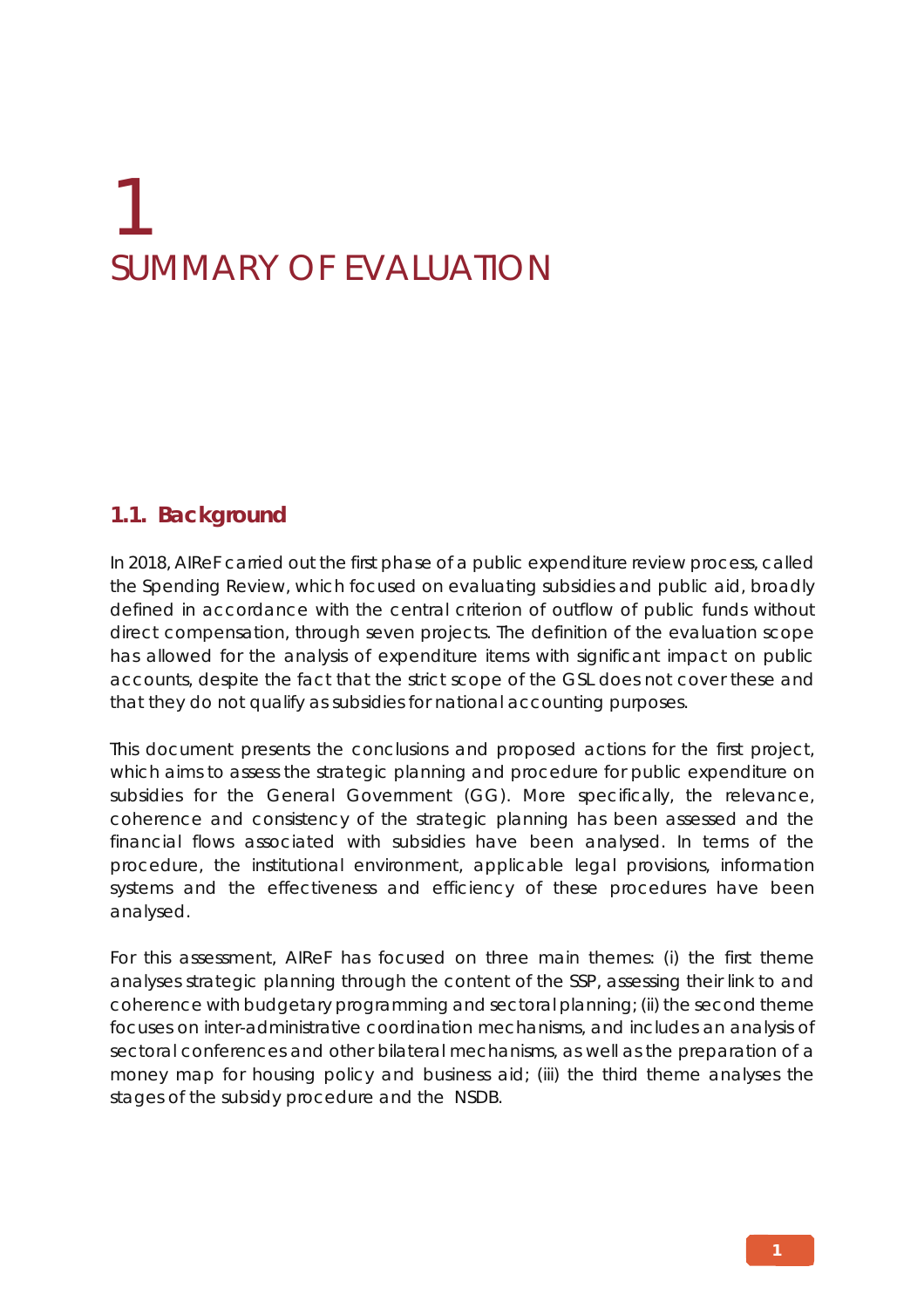# 1 SUMMARY OF EVALUATION

## 1.1. Background

In 2018, AIReF carried out the first phase of a public expenditure review process, called the Spending Review, which focused on evaluating subsidies and public aid, broadly defined in accordance with the central criterion of outflow of public funds without direct compensation, through seven projects. The definition of the evaluation scope has allowed for the analysis of expenditure items with significant impact on public accounts, despite the fact that the strict scope of the GSL does not cover these and that they do not qualify as subsidies for national accounting purposes.

This document presents the conclusions and proposed actions for the first project, which aims to assess the strategic planning and procedure for public expenditure on subsidies for the General Government (GG). More specifically, the relevance, coherence and consistency of the strategic planning has been assessed and the financial flows associated with subsidies have been analysed. In terms of the procedure, the institutional environment, applicable legal provisions, information systems and the effectiveness and efficiency of these procedures have been analysed.

For this assessment, AIReF has focused on three main themes: (i) the first theme analyses strategic planning through the content of the SSP, assessing their link to and coherence with budgetary programming and sectoral planning; (ii) the second theme focuses on inter-administrative coordination mechanisms, and includes an analysis of sectoral conferences and other bilateral mechanisms, as well as the preparation of a money map for housing policy and business aid; (iii) the third theme analyses the stages of the subsidy procedure and the NSDB.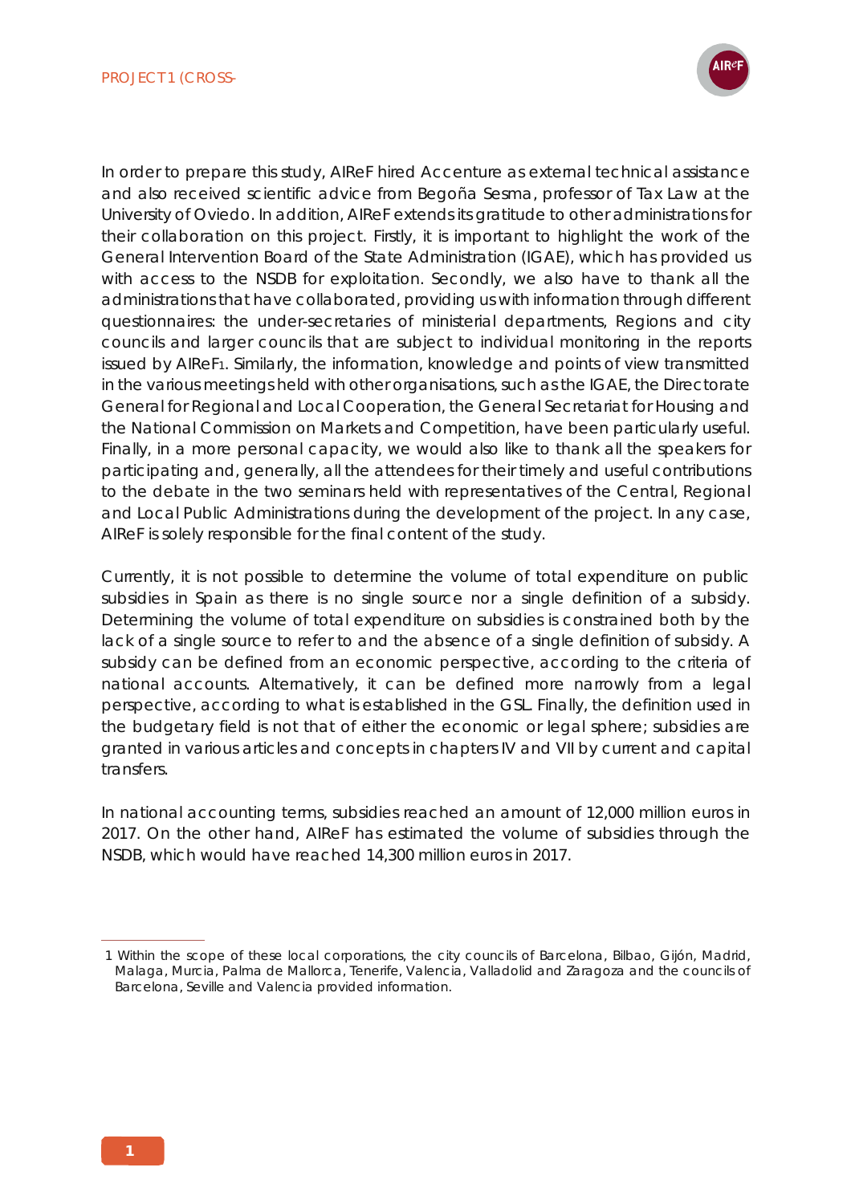In order to prepare this study, AIReF hired Accenture as external technical assistance and also received scientific advice from Begoña Sesma, professor of Tax Law at the University of Oviedo. In addition, AIReF extends its gratitude to other administrations for their collaboration on this project. Firstly, it is important to highlight the work of the General Intervention Board of the State Administration (IGAE), which has provided us with access to the NSDB for exploitation. Secondly, we also have to thank all the administrations that have collaborated, providing us with information through different questionnaires: the under-secretaries of ministerial departments, Regions and city councils and larger councils that are subject to individual monitoring in the reports issued by AIReF[1]. Similarly, the information, knowledge and points of view transmitted in the various meetings held with other organisations, such as the IGAE, the Directorate General for Regional and Local Cooperation, the General Secretariat for Housing and the National Commission on Markets and Competition, have been particularly useful. Finally, in a more personal capacity, we would also like to thank all the speakers for participating and, generally, all the attendees for their timely and useful contributions to the debate in the two seminars held with representatives of the Central, Regional and Local Public Administrations during the development of the project. In any case, AIReF is solely responsible for the final content of the study.

Currently, it is not possible to determine the volume of total expenditure on public subsidies in Spain as there is no single source nor a single definition of a subsidy. Determining the volume of total expenditure on subsidies is constrained both by the lack of a single source to refer to and the absence of a single definition of subsidy. A subsidy can be defined from an economic perspective, according to the criteria of national accounts. Alternatively, it can be defined more narrowly from a legal perspective, according to what is established in the GSL. Finally, the definition used in the budgetary field is not that of either the economic or legal sphere; subsidies are granted in various articles and concepts in chapters IV and VII by current and capital transfers.

In national accounting terms, subsidies reached an amount of 12,000 million euros in 2017. On the other hand, AIReF has estimated the volume of subsidies through the NSDB, which would have reached 14,300 million euros in 2017.

---

1 Within the scope of these local corporations, the city councils of Barcelona, Bilbao, Gijón, Madrid, Malaga, Murcia, Palma de Mallorca, Tenerife, Valencia, Valladolid and Zaragoza and the councils of Barcelona, Seville and Valencia provided information.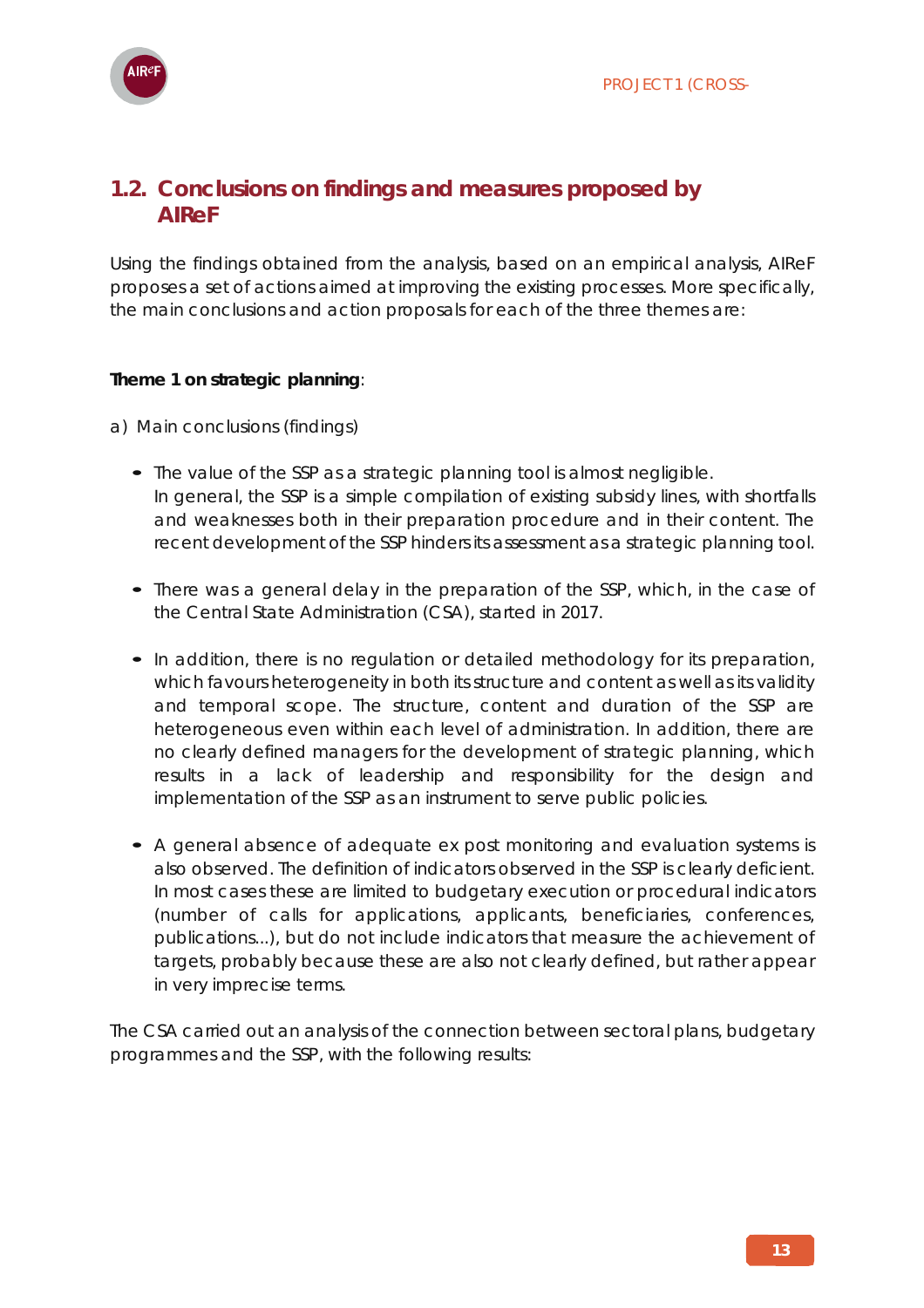## 1.2. Conclusions on findings and measures proposed by AIReF

Using the findings obtained from the analysis, based on an empirical analysis, AIReF proposes a set of actions aimed at improving the existing processes. More specifically, the main conclusions and action proposals for each of the three themes are:

**Theme 1 on strategic planning**:

a) Main conclusions (findings)

- The value of the SSP as a strategic planning tool is almost negligible. In general, the SSP is a simple compilation of existing subsidy lines, with shortfalls and weaknesses both in their preparation procedure and in their content. The recent development of the SSP hinders its assessment as a strategic planning tool.

- There was a general delay in the preparation of the SSP, which, in the case of the Central State Administration (CSA), started in 2017.

- In addition, there is no regulation or detailed methodology for its preparation, which favours heterogeneity in both its structure and content as well as its validity and temporal scope. The structure, content and duration of the SSP are heterogeneous even within each level of administration. In addition, there are no clearly defined managers for the development of strategic planning, which results in a lack of leadership and responsibility for the design and implementation of the SSP as an instrument to serve public policies.

- A general absence of adequate ex post monitoring and evaluation systems is also observed. The definition of indicators observed in the SSP is clearly deficient. In most cases these are limited to budgetary execution or procedural indicators (number of calls for applications, applicants, beneficiaries, conferences, publications...), but do not include indicators that measure the achievement of targets, probably because these are also not clearly defined, but rather appear in very imprecise terms.

The CSA carried out an analysis of the connection between sectoral plans, budgetary programmes and the SSP, with the following results: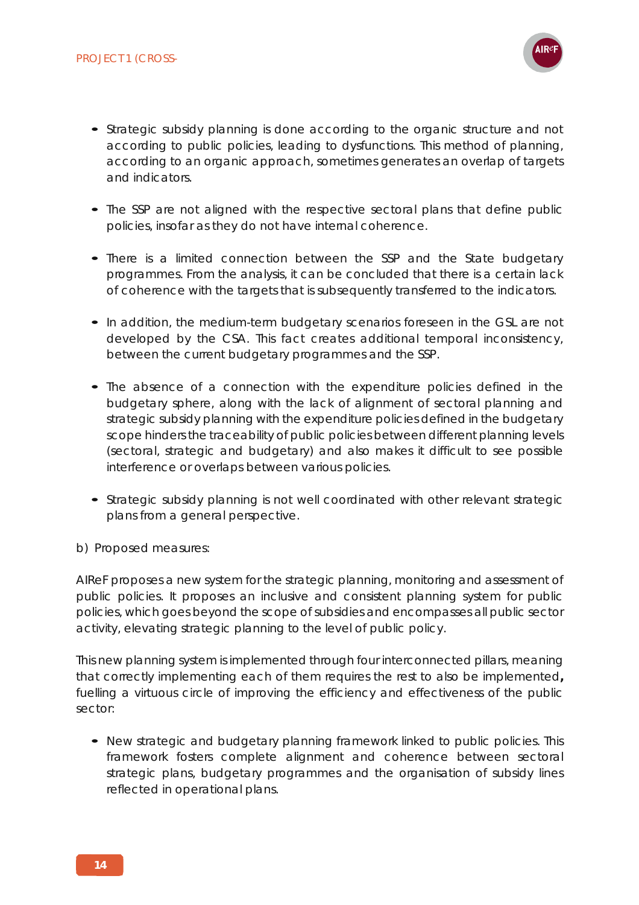- Strategic subsidy planning is done according to the organic structure and not according to public policies, leading to dysfunctions. This method of planning, according to an organic approach, sometimes generates an overlap of targets and indicators.

- The SSP are not aligned with the respective sectoral plans that define public policies, insofar as they do not have internal coherence.

- There is a limited connection between the SSP and the State budgetary programmes. From the analysis, it can be concluded that there is a certain lack of coherence with the targets that is subsequently transferred to the indicators.

- In addition, the medium-term budgetary scenarios foreseen in the GSL are not developed by the CSA. This fact creates additional temporal inconsistency, between the current budgetary programmes and the SSP.

- The absence of a connection with the expenditure policies defined in the budgetary sphere, along with the lack of alignment of sectoral planning and strategic subsidy planning with the expenditure policies defined in the budgetary scope hinders the traceability of public policies between different planning levels (sectoral, strategic and budgetary) and also makes it difficult to see possible interference or overlaps between various policies.

- Strategic subsidy planning is not well coordinated with other relevant strategic plans from a general perspective.

b) Proposed measures:

AIReF proposes a new system for the strategic planning, monitoring and assessment of public policies. It proposes an inclusive and consistent planning system for public policies, which goes beyond the scope of subsidies and encompasses all public sector activity, elevating strategic planning to the level of public policy.

This new planning system is implemented through four interconnected pillars, meaning that correctly implementing each of them requires the rest to also be implemented**,** fuelling a virtuous circle of improving the efficiency and effectiveness of the public sector:

- New strategic and budgetary planning framework linked to public policies. This framework fosters complete alignment and coherence between sectoral strategic plans, budgetary programmes and the organisation of subsidy lines reflected in operational plans.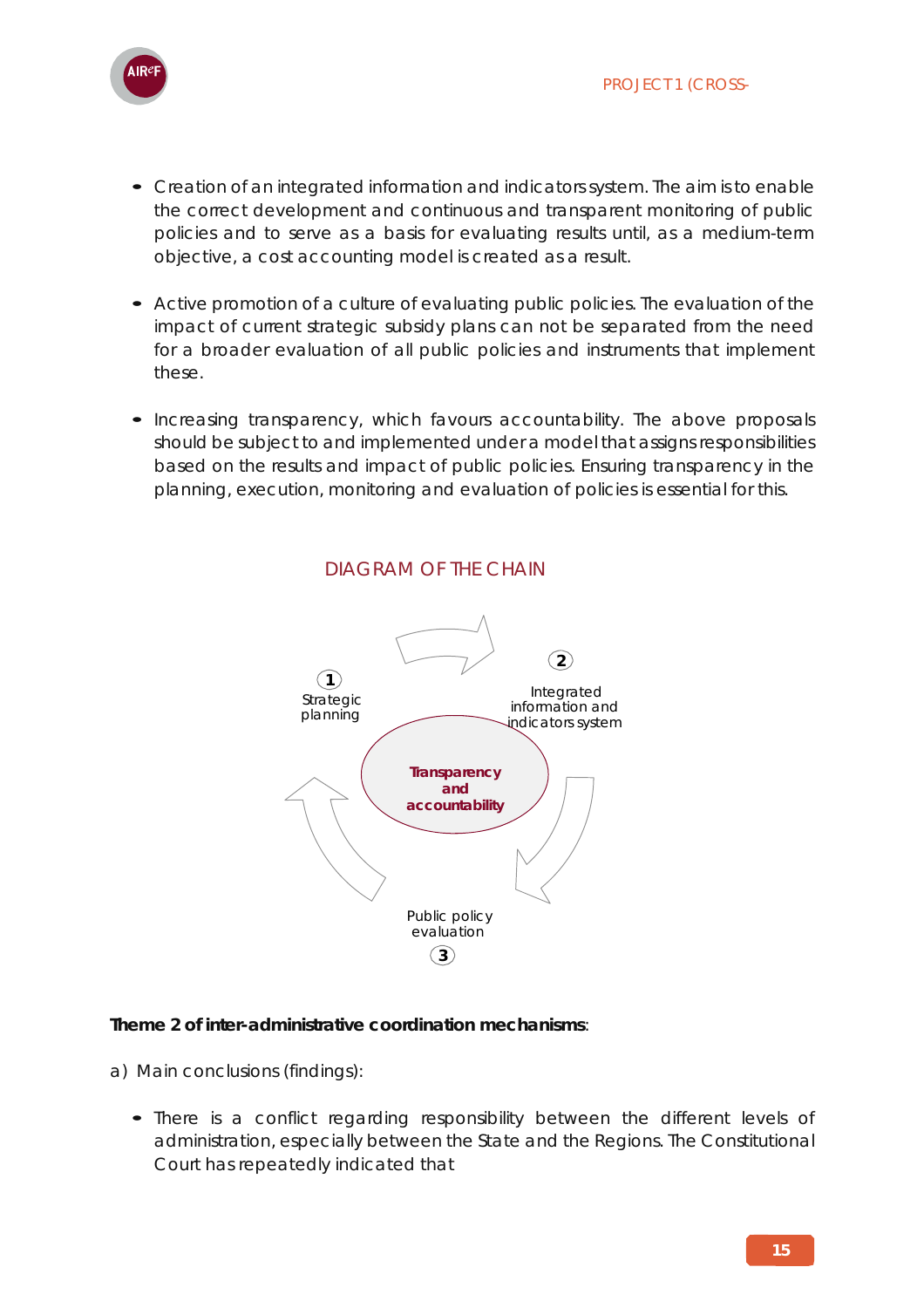- Creation of an integrated information and indicators system. The aim is to enable the correct development and continuous and transparent monitoring of public policies and to serve as a basis for evaluating results until, as a medium-term objective, a cost accounting model is created as a result.

- Active promotion of a culture of evaluating public policies. The evaluation of the impact of current strategic subsidy plans can not be separated from the need for a broader evaluation of all public policies and instruments that implement these.

- Increasing transparency, which favours accountability. The above proposals should be subject to and implemented under a model that assigns responsibilities based on the results and impact of public policies. Ensuring transparency in the planning, execution, monitoring and evaluation of policies is essential for this.

DIAGRAM OF THE CHAIN

1 Strategic planning

2 Integrated information and indicators system

3 Public policy evaluation

Transparency and accountability

**Theme 2 of inter-administrative coordination mechanisms**:

a) Main conclusions (findings):

- There is a conflict regarding responsibility between the different levels of administration, especially between the State and the Regions. The Constitutional Court has repeatedly indicated that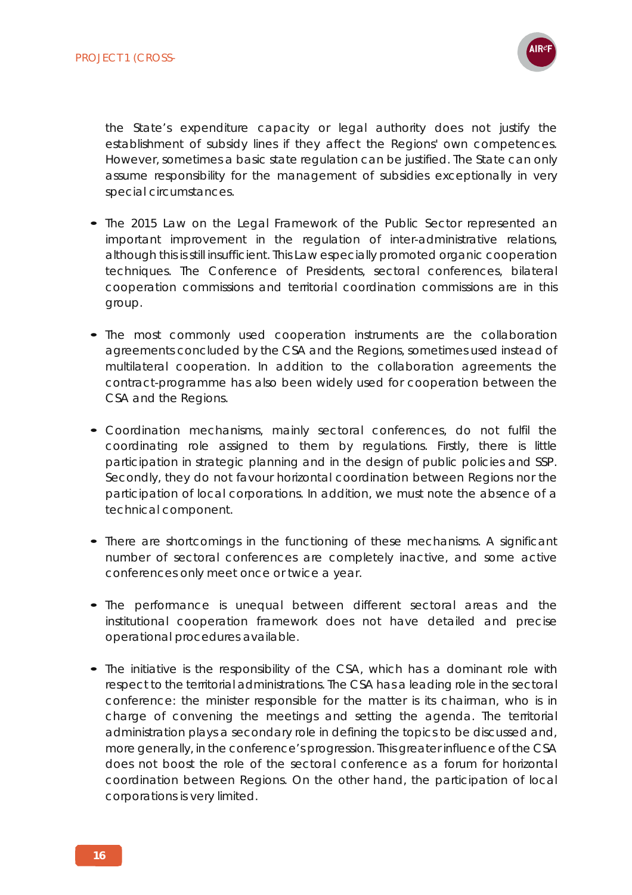the State's expenditure capacity or legal authority does not justify the establishment of subsidy lines if they affect the Regions' own competences. However, sometimes a basic state regulation can be justified. The State can only assume responsibility for the management of subsidies exceptionally in very special circumstances.

- The 2015 Law on the Legal Framework of the Public Sector represented an important improvement in the regulation of inter-administrative relations, although this is still insufficient. This Law especially promoted organic cooperation techniques. The Conference of Presidents, sectoral conferences, bilateral cooperation commissions and territorial coordination commissions are in this group.

- The most commonly used cooperation instruments are the collaboration agreements concluded by the CSA and the Regions, sometimes used instead of multilateral cooperation. In addition to the collaboration agreements the contract-programme has also been widely used for cooperation between the CSA and the Regions.

- Coordination mechanisms, mainly sectoral conferences, do not fulfil the coordinating role assigned to them by regulations. Firstly, there is little participation in strategic planning and in the design of public policies and SSP. Secondly, they do not favour horizontal coordination between Regions nor the participation of local corporations. In addition, we must note the absence of a technical component.

- There are shortcomings in the functioning of these mechanisms. A significant number of sectoral conferences are completely inactive, and some active conferences only meet once or twice a year.

- The performance is unequal between different sectoral areas and the institutional cooperation framework does not have detailed and precise operational procedures available.

- The initiative is the responsibility of the CSA, which has a dominant role with respect to the territorial administrations. The CSA has a leading role in the sectoral conference: the minister responsible for the matter is its chairman, who is in charge of convening the meetings and setting the agenda. The territorial administration plays a secondary role in defining the topics to be discussed and, more generally, in the conference's progression. This greater influence of the CSA does not boost the role of the sectoral conference as a forum for horizontal coordination between Regions. On the other hand, the participation of local corporations is very limited.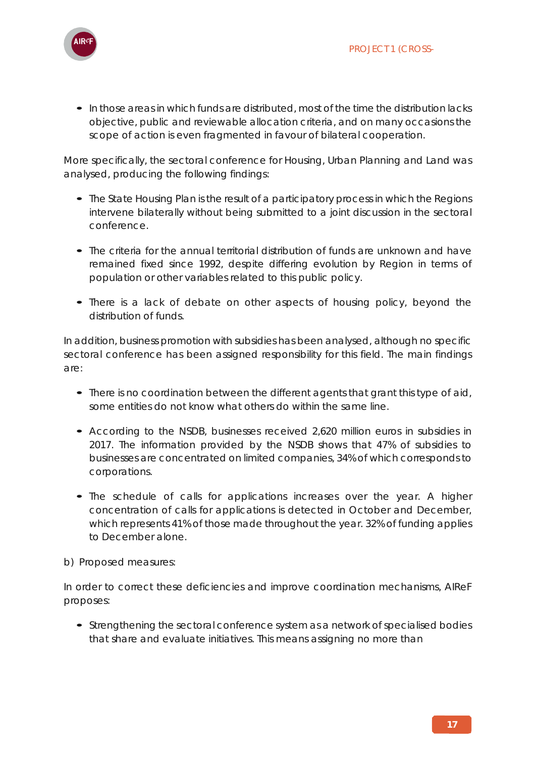- In those areas in which funds are distributed, most of the time the distribution lacks objective, public and reviewable allocation criteria, and on many occasions the scope of action is even fragmented in favour of bilateral cooperation.

More specifically, the sectoral conference for Housing, Urban Planning and Land was analysed, producing the following findings:

- The State Housing Plan is the result of a participatory process in which the Regions intervene bilaterally without being submitted to a joint discussion in the sectoral conference.
- The criteria for the annual territorial distribution of funds are unknown and have remained fixed since 1992, despite differing evolution by Region in terms of population or other variables related to this public policy.
- There is a lack of debate on other aspects of housing policy, beyond the distribution of funds.

In addition, business promotion with subsidies has been analysed, although no specific sectoral conference has been assigned responsibility for this field. The main findings are:

- There is no coordination between the different agents that grant this type of aid, some entities do not know what others do within the same line.
- According to the NSDB, businesses received 2,620 million euros in subsidies in 2017. The information provided by the NSDB shows that 47% of subsidies to businesses are concentrated on limited companies, 34% of which corresponds to corporations.
- The schedule of calls for applications increases over the year. A higher concentration of calls for applications is detected in October and December, which represents 41% of those made throughout the year. 32% of funding applies to December alone.

b) Proposed measures:

In order to correct these deficiencies and improve coordination mechanisms, AIReF proposes:

- Strengthening the sectoral conference system as a network of specialised bodies that share and evaluate initiatives. This means assigning no more than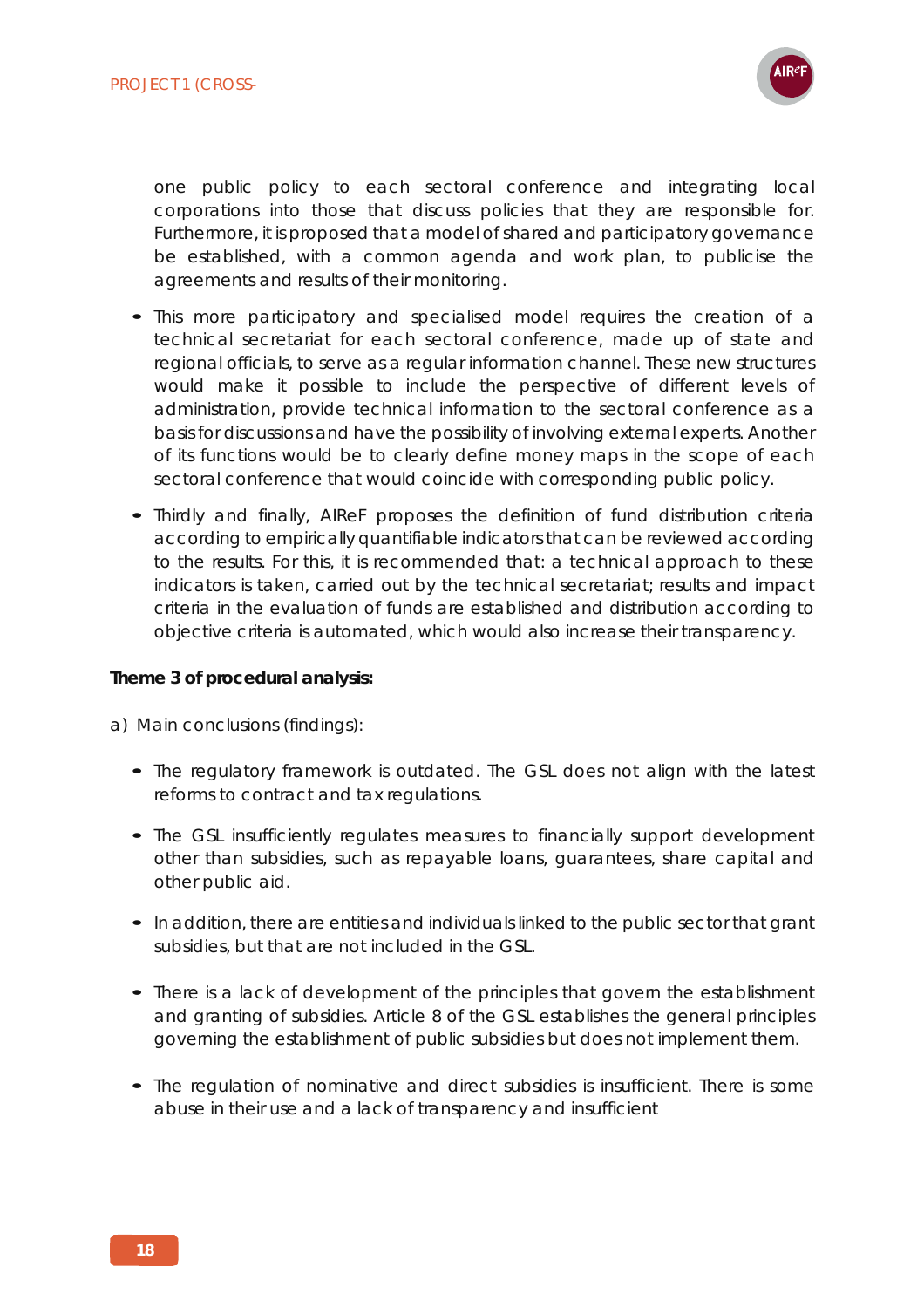one public policy to each sectoral conference and integrating local corporations into those that discuss policies that they are responsible for. Furthermore, it is proposed that a model of shared and participatory governance be established, with a common agenda and work plan, to publicise the agreements and results of their monitoring.

- This more participatory and specialised model requires the creation of a technical secretariat for each sectoral conference, made up of state and regional officials, to serve as a regular information channel. These new structures would make it possible to include the perspective of different levels of administration, provide technical information to the sectoral conference as a basis for discussions and have the possibility of involving external experts. Another of its functions would be to clearly define money maps in the scope of each sectoral conference that would coincide with corresponding public policy.
- Thirdly and finally, AIReF proposes the definition of fund distribution criteria according to empirically quantifiable indicators that can be reviewed according to the results. For this, it is recommended that: a technical approach to these indicators is taken, carried out by the technical secretariat; results and impact criteria in the evaluation of funds are established and distribution according to objective criteria is automated, which would also increase their transparency.

**Theme 3 of procedural analysis:**

a) Main conclusions (findings):

- The regulatory framework is outdated. The GSL does not align with the latest reforms to contract and tax regulations.
- The GSL insufficiently regulates measures to financially support development other than subsidies, such as repayable loans, guarantees, share capital and other public aid.
- In addition, there are entities and individuals linked to the public sector that grant subsidies, but that are not included in the GSL.
- There is a lack of development of the principles that govern the establishment and granting of subsidies. Article 8 of the GSL establishes the general principles governing the establishment of public subsidies but does not implement them.
- The regulation of nominative and direct subsidies is insufficient. There is some abuse in their use and a lack of transparency and insufficient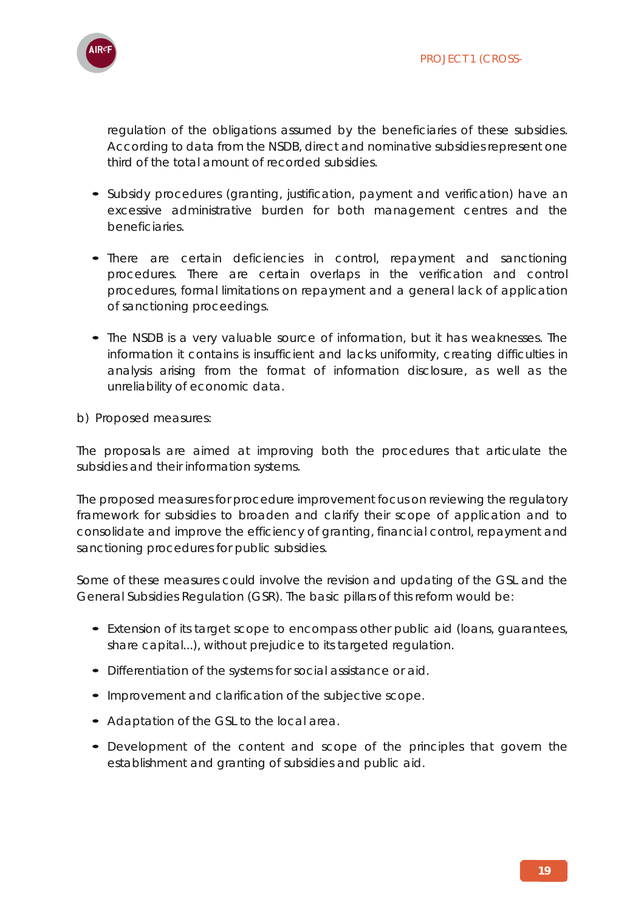regulation of the obligations assumed by the beneficiaries of these subsidies. According to data from the NSDB, direct and nominative subsidies represent one third of the total amount of recorded subsidies.

- Subsidy procedures (granting, justification, payment and verification) have an excessive administrative burden for both management centres and the beneficiaries.

- There are certain deficiencies in control, repayment and sanctioning procedures. There are certain overlaps in the verification and control procedures, formal limitations on repayment and a general lack of application of sanctioning proceedings.

- The NSDB is a very valuable source of information, but it has weaknesses. The information it contains is insufficient and lacks uniformity, creating difficulties in analysis arising from the format of information disclosure, as well as the unreliability of economic data.

b) Proposed measures:

The proposals are aimed at improving both the procedures that articulate the subsidies and their information systems.

The proposed measures for procedure improvement focus on reviewing the regulatory framework for subsidies to broaden and clarify their scope of application and to consolidate and improve the efficiency of granting, financial control, repayment and sanctioning procedures for public subsidies.

Some of these measures could involve the revision and updating of the GSL and the General Subsidies Regulation (GSR). The basic pillars of this reform would be:

- Extension of its target scope to encompass other public aid (loans, guarantees, share capital...), without prejudice to its targeted regulation.
- Differentiation of the systems for social assistance or aid.
- Improvement and clarification of the subjective scope.
- Adaptation of the GSL to the local area.
- Development of the content and scope of the principles that govern the establishment and granting of subsidies and public aid.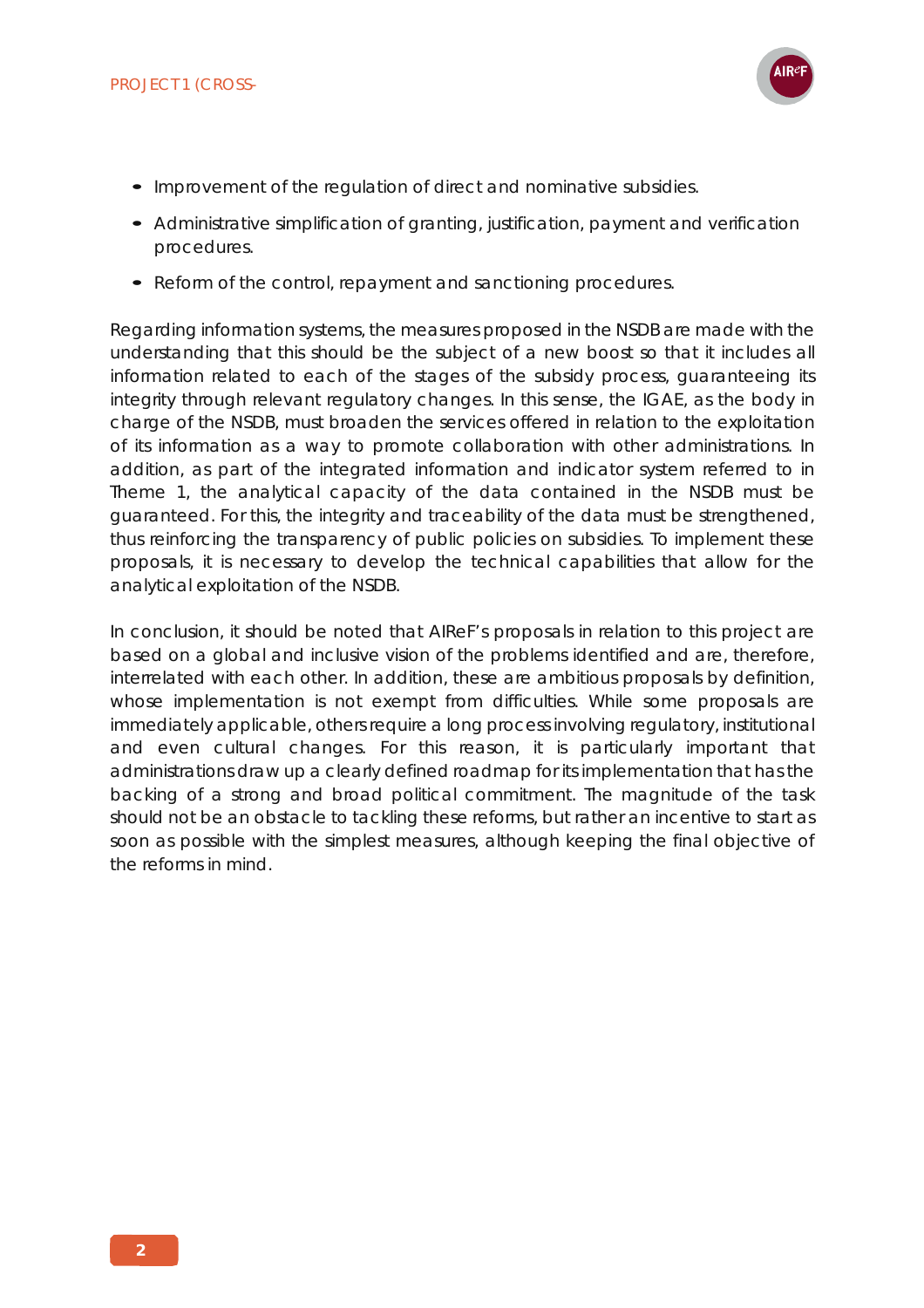- Improvement of the regulation of direct and nominative subsidies.
- Administrative simplification of granting, justification, payment and verification procedures.
- Reform of the control, repayment and sanctioning procedures.

Regarding information systems, the measures proposed in the NSDB are made with the understanding that this should be the subject of a new boost so that it includes all information related to each of the stages of the subsidy process, guaranteeing its integrity through relevant regulatory changes. In this sense, the IGAE, as the body in charge of the NSDB, must broaden the services offered in relation to the exploitation of its information as a way to promote collaboration with other administrations. In addition, as part of the integrated information and indicator system referred to in Theme 1, the analytical capacity of the data contained in the NSDB must be guaranteed. For this, the integrity and traceability of the data must be strengthened, thus reinforcing the transparency of public policies on subsidies. To implement these proposals, it is necessary to develop the technical capabilities that allow for the analytical exploitation of the NSDB.

In conclusion, it should be noted that AIReF's proposals in relation to this project are based on a global and inclusive vision of the problems identified and are, therefore, interrelated with each other. In addition, these are ambitious proposals by definition, whose implementation is not exempt from difficulties. While some proposals are immediately applicable, others require a long process involving regulatory, institutional and even cultural changes. For this reason, it is particularly important that administrations draw up a clearly defined roadmap for its implementation that has the backing of a strong and broad political commitment. The magnitude of the task should not be an obstacle to tackling these reforms, but rather an incentive to start as soon as possible with the simplest measures, although keeping the final objective of the reforms in mind.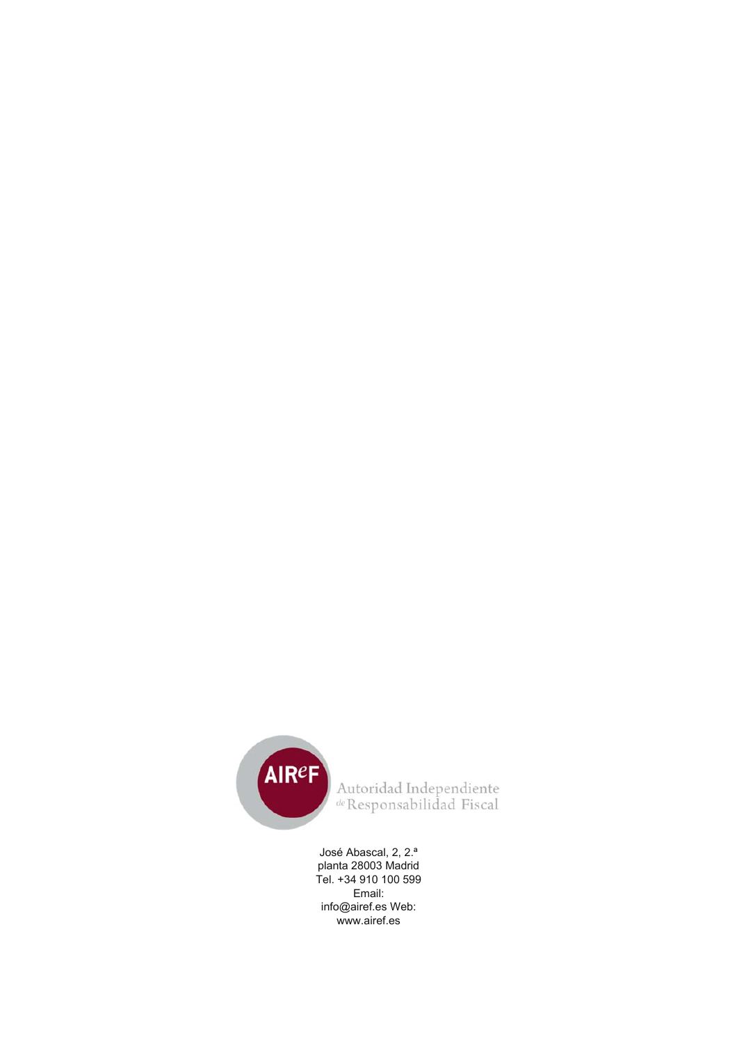AIReF

Autoridad Independiente de Responsabilidad Fiscal

José Abascal, 2, 2.ª
planta 28003 Madrid
Tel. +34 910 100 599
Email:
info@airef.es Web:
www.airef.es